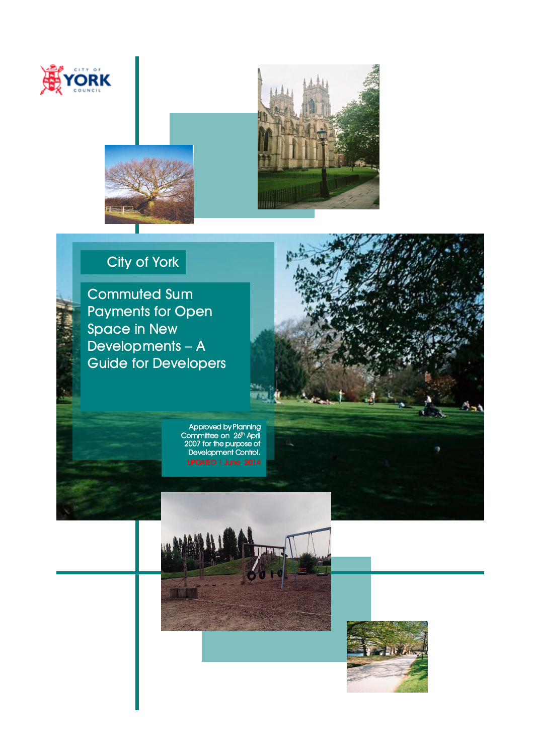CITY OF YORK COUNCIL

City of York

# Commuted Sum Payments for Open Space in New Developments – A Guide for Developers

Approved by Planning Committee on 26th April 2007 for the purpose of Development Control.

UPDATED 1 June 2014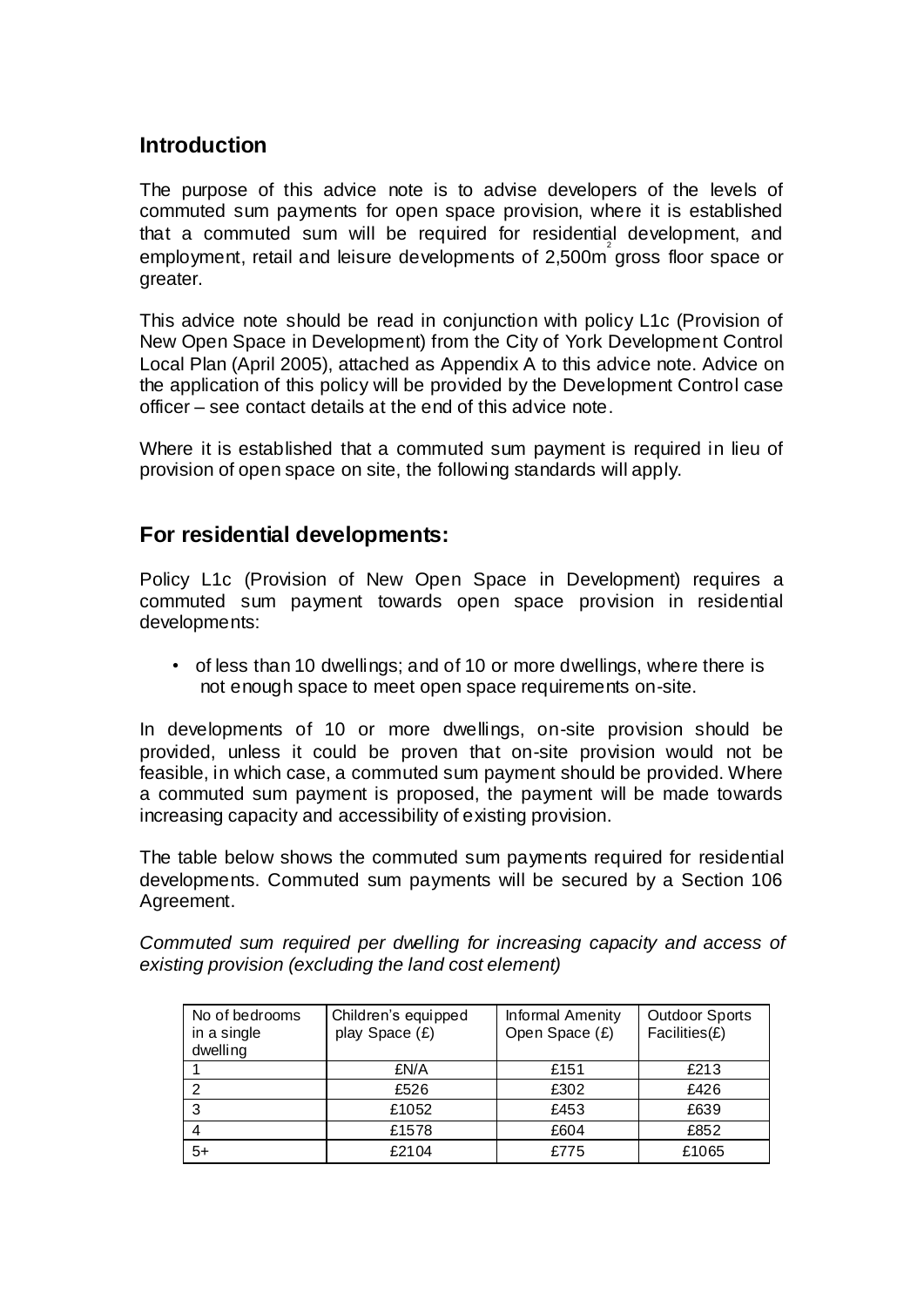## Introduction

The purpose of this advice note is to advise developers of the levels of commuted sum payments for open space provision, where it is established that a commuted sum will be required for residential development, and employment, retail and leisure developments of 2,500m$^2$ gross floor space or greater.

This advice note should be read in conjunction with policy L1c (Provision of New Open Space in Development) from the City of York Development Control Local Plan (April 2005), attached as Appendix A to this advice note. Advice on the application of this policy will be provided by the Development Control case officer – see contact details at the end of this advice note.

Where it is established that a commuted sum payment is required in lieu of provision of open space on site, the following standards will apply.

## For residential developments:

Policy L1c (Provision of New Open Space in Development) requires a commuted sum payment towards open space provision in residential developments:

- of less than 10 dwellings; and of 10 or more dwellings, where there is not enough space to meet open space requirements on-site.

In developments of 10 or more dwellings, on-site provision should be provided, unless it could be proven that on-site provision would not be feasible, in which case, a commuted sum payment should be provided. Where a commuted sum payment is proposed, the payment will be made towards increasing capacity and accessibility of existing provision.

The table below shows the commuted sum payments required for residential developments. Commuted sum payments will be secured by a Section 106 Agreement.

*Commuted sum required per dwelling for increasing capacity and access of existing provision (excluding the land cost element)*

| No of bedrooms in a single dwelling | Children's equipped play Space (£) | Informal Amenity Open Space (£) | Outdoor Sports Facilities(£) |
|---|---|---|---|
| 1 | £N/A | £151 | £213 |
| 2 | £526 | £302 | £426 |
| 3 | £1052 | £453 | £639 |
| 4 | £1578 | £604 | £852 |
| 5+ | £2104 | £775 | £1065 |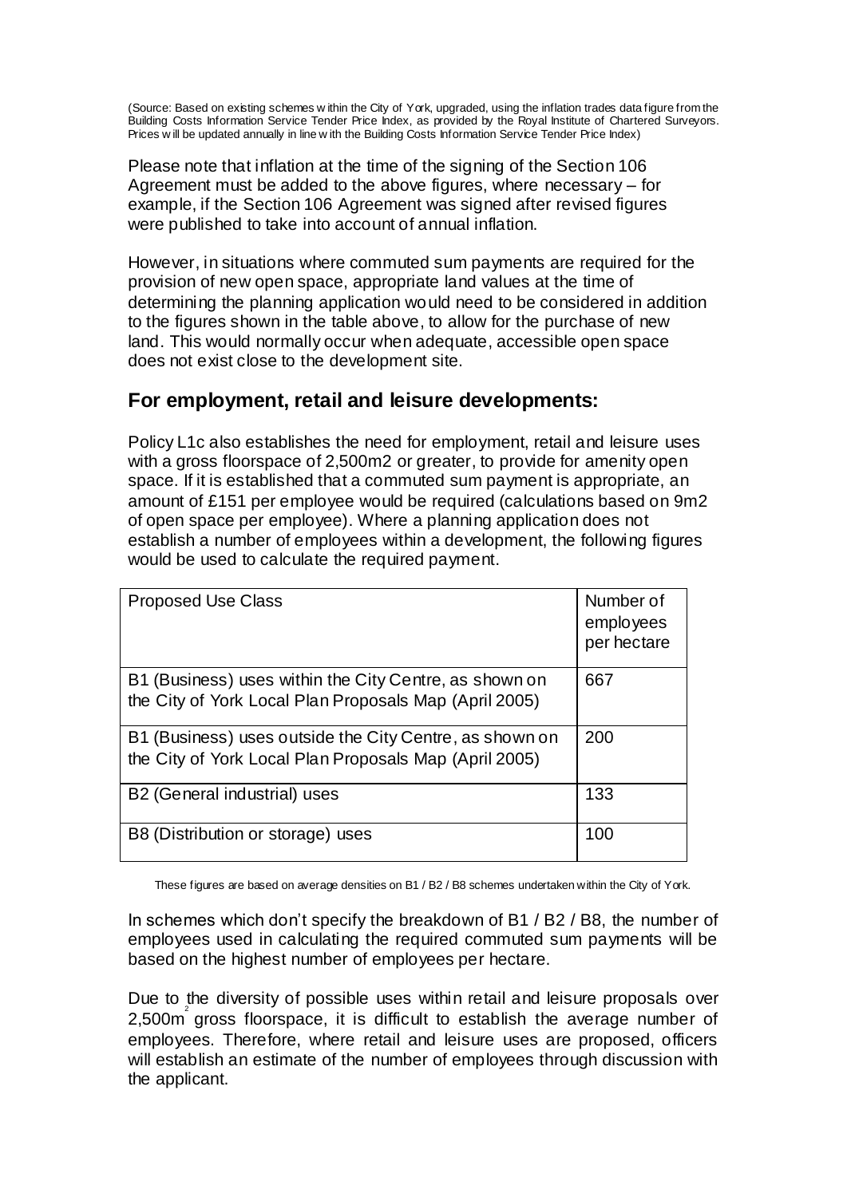(Source: Based on existing schemes within the City of York, upgraded, using the inflation trades data figure from the Building Costs Information Service Tender Price Index, as provided by the Royal Institute of Chartered Surveyors. Prices will be updated annually in line with the Building Costs Information Service Tender Price Index)

Please note that inflation at the time of the signing of the Section 106 Agreement must be added to the above figures, where necessary – for example, if the Section 106 Agreement was signed after revised figures were published to take into account of annual inflation.

However, in situations where commuted sum payments are required for the provision of new open space, appropriate land values at the time of determining the planning application would need to be considered in addition to the figures shown in the table above, to allow for the purchase of new land. This would normally occur when adequate, accessible open space does not exist close to the development site.

## For employment, retail and leisure developments:

Policy L1c also establishes the need for employment, retail and leisure uses with a gross floorspace of 2,500m2 or greater, to provide for amenity open space. If it is established that a commuted sum payment is appropriate, an amount of £151 per employee would be required (calculations based on 9m2 of open space per employee). Where a planning application does not establish a number of employees within a development, the following figures would be used to calculate the required payment.

| Proposed Use Class | Number of employees per hectare |
|---|---|
| B1 (Business) uses within the City Centre, as shown on the City of York Local Plan Proposals Map (April 2005) | 667 |
| B1 (Business) uses outside the City Centre, as shown on the City of York Local Plan Proposals Map (April 2005) | 200 |
| B2 (General industrial) uses | 133 |
| B8 (Distribution or storage) uses | 100 |

These figures are based on average densities on B1 / B2 / B8 schemes undertaken within the City of York.

In schemes which don't specify the breakdown of B1 / B2 / B8, the number of employees used in calculating the required commuted sum payments will be based on the highest number of employees per hectare.

Due to the diversity of possible uses within retail and leisure proposals over 2,500$m^2$ gross floorspace, it is difficult to establish the average number of employees. Therefore, where retail and leisure uses are proposed, officers will establish an estimate of the number of employees through discussion with the applicant.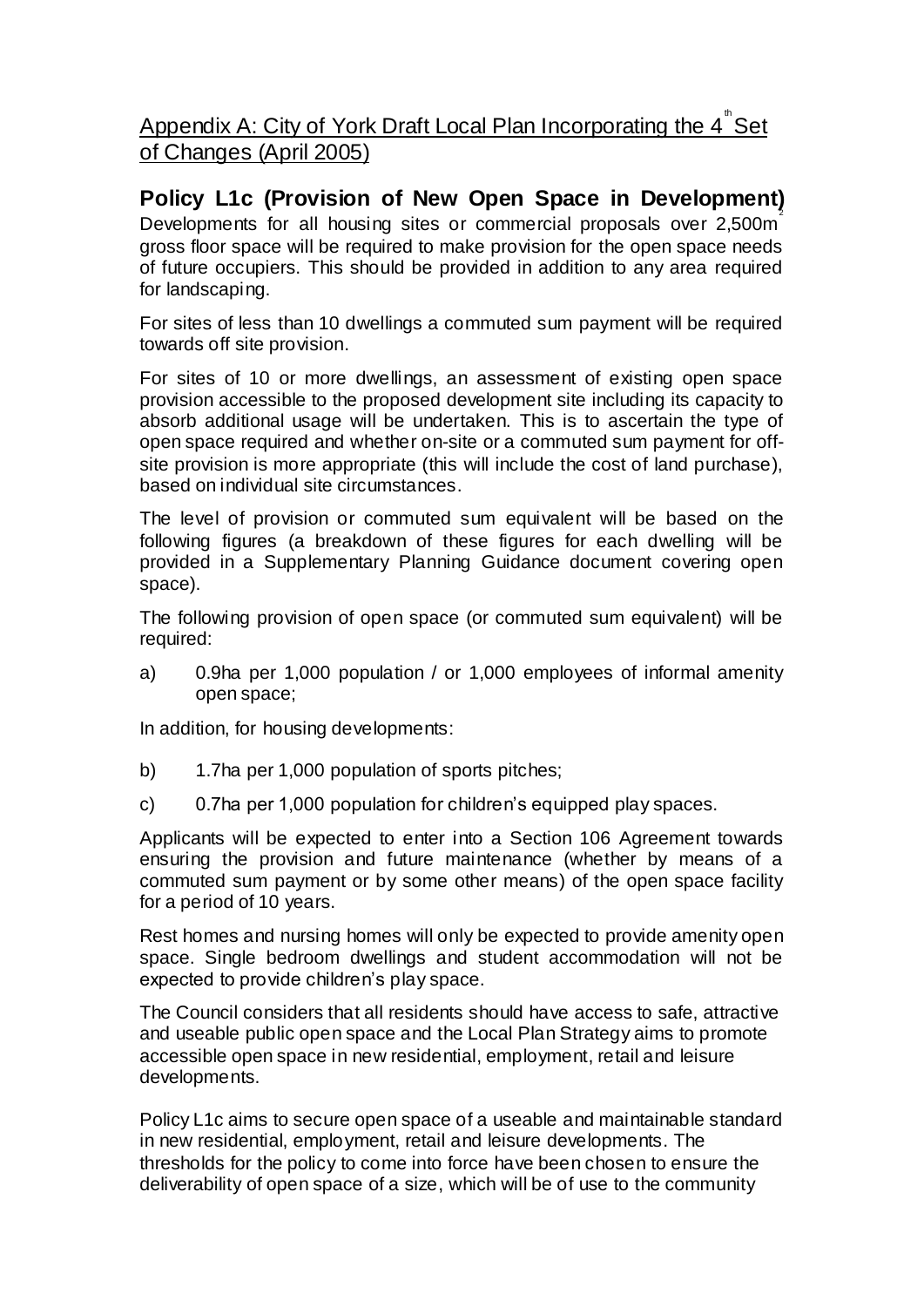## Appendix A: City of York Draft Local Plan Incorporating the 4th Set of Changes (April 2005)

### Policy L1c (Provision of New Open Space in Development)

Developments for all housing sites or commercial proposals over 2,500m$^2$ gross floor space will be required to make provision for the open space needs of future occupiers. This should be provided in addition to any area required for landscaping.

For sites of less than 10 dwellings a commuted sum payment will be required towards off site provision.

For sites of 10 or more dwellings, an assessment of existing open space provision accessible to the proposed development site including its capacity to absorb additional usage will be undertaken. This is to ascertain the type of open space required and whether on-site or a commuted sum payment for off-site provision is more appropriate (this will include the cost of land purchase), based on individual site circumstances.

The level of provision or commuted sum equivalent will be based on the following figures (a breakdown of these figures for each dwelling will be provided in a Supplementary Planning Guidance document covering open space).

The following provision of open space (or commuted sum equivalent) will be required:

a) 0.9ha per 1,000 population / or 1,000 employees of informal amenity open space;

In addition, for housing developments:

b) 1.7ha per 1,000 population of sports pitches;

c) 0.7ha per 1,000 population for children's equipped play spaces.

Applicants will be expected to enter into a Section 106 Agreement towards ensuring the provision and future maintenance (whether by means of a commuted sum payment or by some other means) of the open space facility for a period of 10 years.

Rest homes and nursing homes will only be expected to provide amenity open space. Single bedroom dwellings and student accommodation will not be expected to provide children's play space.

The Council considers that all residents should have access to safe, attractive and useable public open space and the Local Plan Strategy aims to promote accessible open space in new residential, employment, retail and leisure developments.

Policy L1c aims to secure open space of a useable and maintainable standard in new residential, employment, retail and leisure developments. The thresholds for the policy to come into force have been chosen to ensure the deliverability of open space of a size, which will be of use to the community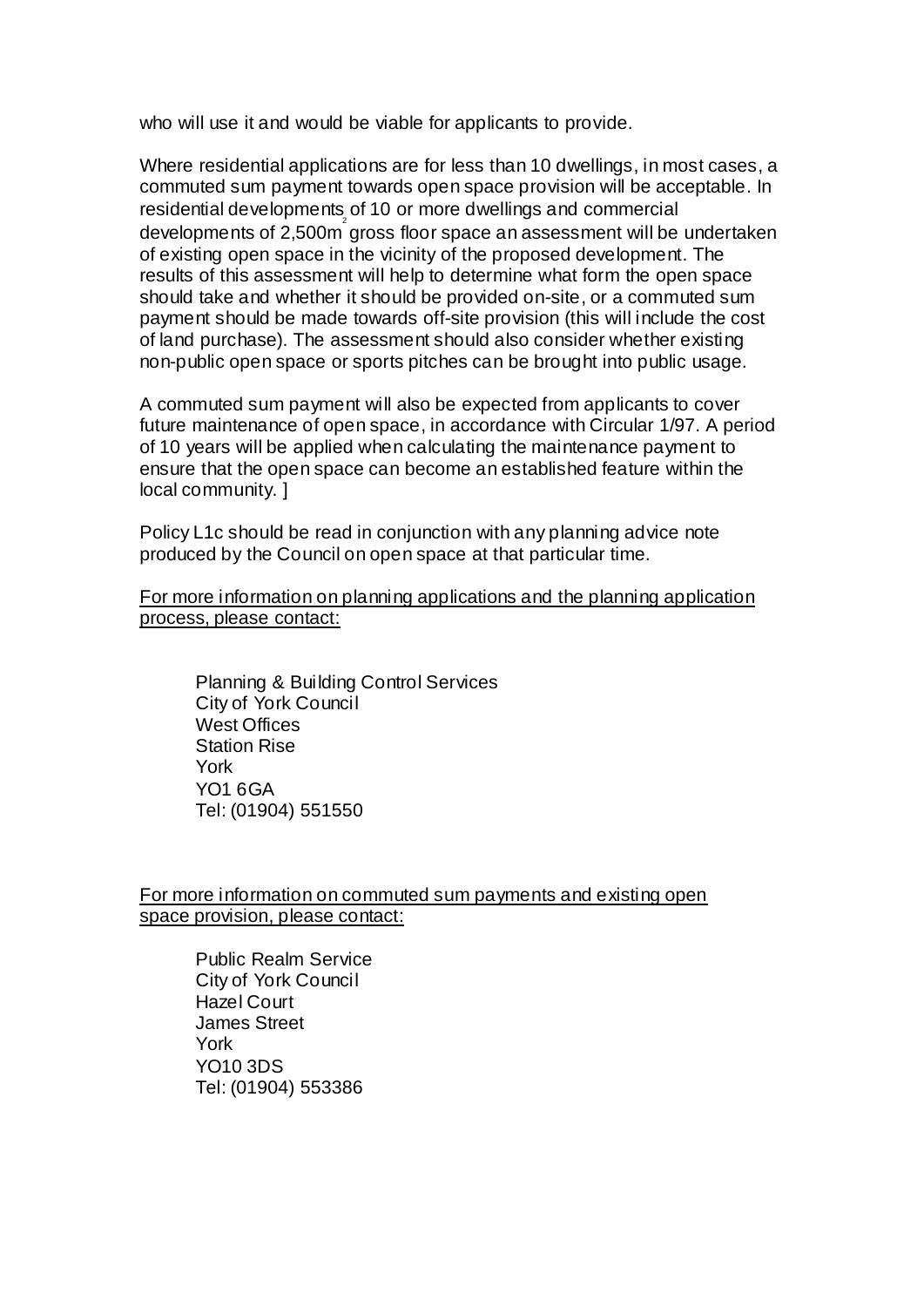who will use it and would be viable for applicants to provide.

Where residential applications are for less than 10 dwellings, in most cases, a commuted sum payment towards open space provision will be acceptable. In residential developments of 10 or more dwellings and commercial developments of $2{,}500m^2$ gross floor space an assessment will be undertaken of existing open space in the vicinity of the proposed development. The results of this assessment will help to determine what form the open space should take and whether it should be provided on-site, or a commuted sum payment should be made towards off-site provision (this will include the cost of land purchase). The assessment should also consider whether existing non-public open space or sports pitches can be brought into public usage.

A commuted sum payment will also be expected from applicants to cover future maintenance of open space, in accordance with Circular 1/97. A period of 10 years will be applied when calculating the maintenance payment to ensure that the open space can become an established feature within the local community. ]

Policy L1c should be read in conjunction with any planning advice note produced by the Council on open space at that particular time.

<u>For more information on planning applications and the planning application process, please contact:</u>

Planning & Building Control Services
City of York Council
West Offices
Station Rise
York
YO1 6GA
Tel: (01904) 551550

<u>For more information on commuted sum payments and existing open space provision, please contact:</u>

Public Realm Service
City of York Council
Hazel Court
James Street
York
YO10 3DS
Tel: (01904) 553386